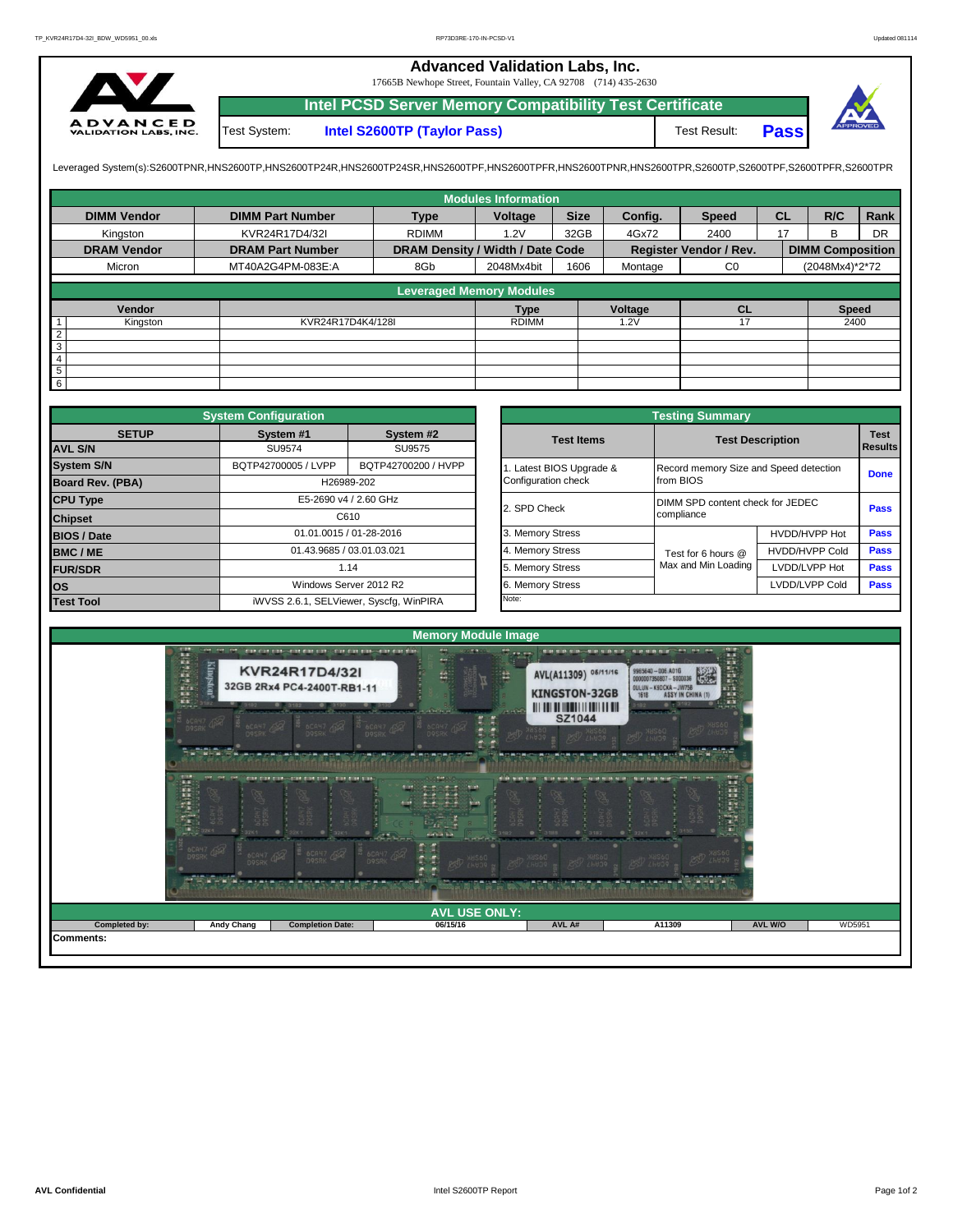# Advanced Validation Labs, Inc.

17665B Newhope Street, Fountain Valley, CA 92708 (714) 435-2630

## Intel PCSD Server Memory Compatibility Test Certificate

| Test System: | Intel S2600TP (Taylor Pass) | Test Result: | Pass |
|---|---|---|---|

Leveraged System(s):S2600TPNR,HNS2600TP,HNS2600TP24R,HNS2600TP24SR,HNS2600TPF,HNS2600TPFR,HNS2600TPNR,HNS2600TPR,S2600TP,S2600TPF,S2600TPFR,S2600TPR

### Modules Information

| DIMM Vendor | DIMM Part Number | Type | Voltage | Size | Config. | Speed | CL | R/C | Rank |
|---|---|---|---|---|---|---|---|---|---|
| Kingston | KVR24R17D4/32I | RDIMM | 1.2V | 32GB | 4Gx72 | 2400 | 17 | B | DR |
| **DRAM Vendor** | **DRAM Part Number** | **DRAM Density / Width / Date Code** | | | **Register Vendor / Rev.** | | **DIMM Composition** | | |
| Micron | MT40A2G4PM-083E:A | 8Gb | 2048Mx4bit | 1606 | Montage | C0 | (2048Mx4)*2*72 | | |

### Leveraged Memory Modules

| | Vendor | | Type | Voltage | CL | Speed |
|---|---|---|---|---|---|---|
| 1 | Kingston | KVR24R17D4K4/128I | RDIMM | 1.2V | 17 | 2400 |
| 2 | | | | | | |
| 3 | | | | | | |
| 4 | | | | | | |
| 5 | | | | | | |
| 6 | | | | | | |

### System Configuration

| SETUP | System #1 | System #2 |
|---|---|---|
| AVL S/N | SU9574 | SU9575 |
| System S/N | BQTP42700005 / LVPP | BQTP42700200 / HVPP |
| Board Rev. (PBA) | H26989-202 | |
| CPU Type | E5-2690 v4 / 2.60 GHz | |
| Chipset | C610 | |
| BIOS / Date | 01.01.0015 / 01-28-2016 | |
| BMC / ME | 01.43.9685 / 03.01.03.021 | |
| FUR/SDR | 1.14 | |
| OS | Windows Server 2012 R2 | |
| Test Tool | iWVSS 2.6.1, SELViewer, Syscfg, WinPIRA | |

### Testing Summary

| Test Items | Test Description | | Test Results |
|---|---|---|---|
| 1. Latest BIOS Upgrade & Configuration check | Record memory Size and Speed detection from BIOS | | Done |
| 2. SPD Check | DIMM SPD content check for JEDEC compliance | | Pass |
| 3. Memory Stress | Test for 6 hours @ Max and Min Loading | HVDD/HVPP Hot | Pass |
| 4. Memory Stress | | HVDD/HVPP Cold | Pass |
| 5. Memory Stress | | LVDD/LVPP Hot | Pass |
| 6. Memory Stress | | LVDD/LVPP Cold | Pass |
| Note: | | | |

### Memory Module Image

### AVL USE ONLY:

| Completed by: | Andy Chang | Completion Date: | 06/15/16 | AVL A# | A11309 | AVL W/O | WD5951 |
|---|---|---|---|---|---|---|---|

Comments: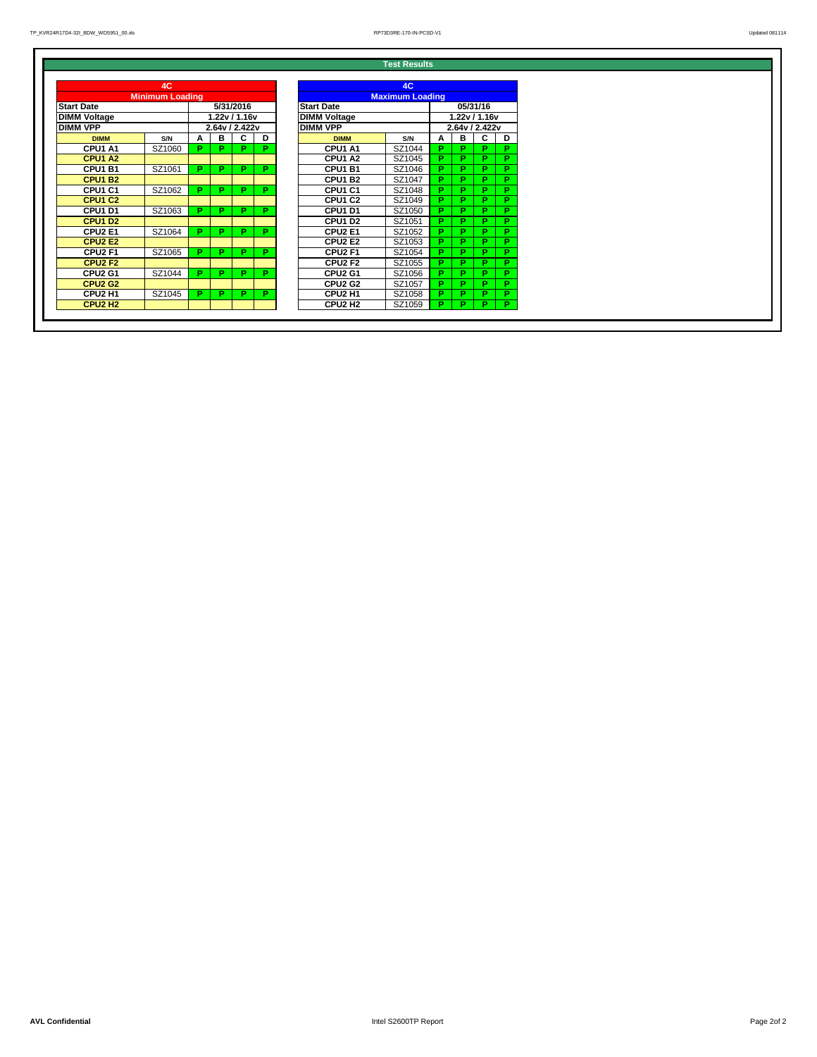## Test Results

| 4C Minimum Loading | | | | | |
|---|---|---|---|---|---|
| **Start Date** | | 5/31/2016 | | | |
| **DIMM Voltage** | | 1.22v / 1.16v | | | |
| **DIMM VPP** | | 2.64v / 2.422v | | | |
| **DIMM** | **S/N** | **A** | **B** | **C** | **D** |
| CPU1 A1 | SZ1060 | P | P | P | P |
| CPU1 A2 | | | | | |
| CPU1 B1 | SZ1061 | P | P | P | P |
| CPU1 B2 | | | | | |
| CPU1 C1 | SZ1062 | P | P | P | P |
| CPU1 C2 | | | | | |
| CPU1 D1 | SZ1063 | P | P | P | P |
| CPU1 D2 | | | | | |
| CPU2 E1 | SZ1064 | P | P | P | P |
| CPU2 E2 | | | | | |
| CPU2 F1 | SZ1065 | P | P | P | P |
| CPU2 F2 | | | | | |
| CPU2 G1 | SZ1044 | P | P | P | P |
| CPU2 G2 | | | | | |
| CPU2 H1 | SZ1045 | P | P | P | P |
| CPU2 H2 | | | | | |

| 4C Maximum Loading | | | | | |
|---|---|---|---|---|---|
| **Start Date** | | 05/31/16 | | | |
| **DIMM Voltage** | | 1.22v / 1.16v | | | |
| **DIMM VPP** | | 2.64v / 2.422v | | | |
| **DIMM** | **S/N** | **A** | **B** | **C** | **D** |
| CPU1 A1 | SZ1044 | P | P | P | P |
| CPU1 A2 | SZ1045 | P | P | P | P |
| CPU1 B1 | SZ1046 | P | P | P | P |
| CPU1 B2 | SZ1047 | P | P | P | P |
| CPU1 C1 | SZ1048 | P | P | P | P |
| CPU1 C2 | SZ1049 | P | P | P | P |
| CPU1 D1 | SZ1050 | P | P | P | P |
| CPU1 D2 | SZ1051 | P | P | P | P |
| CPU2 E1 | SZ1052 | P | P | P | P |
| CPU2 E2 | SZ1053 | P | P | P | P |
| CPU2 F1 | SZ1054 | P | P | P | P |
| CPU2 F2 | SZ1055 | P | P | P | P |
| CPU2 G1 | SZ1056 | P | P | P | P |
| CPU2 G2 | SZ1057 | P | P | P | P |
| CPU2 H1 | SZ1058 | P | P | P | P |
| CPU2 H2 | SZ1059 | P | P | P | P |